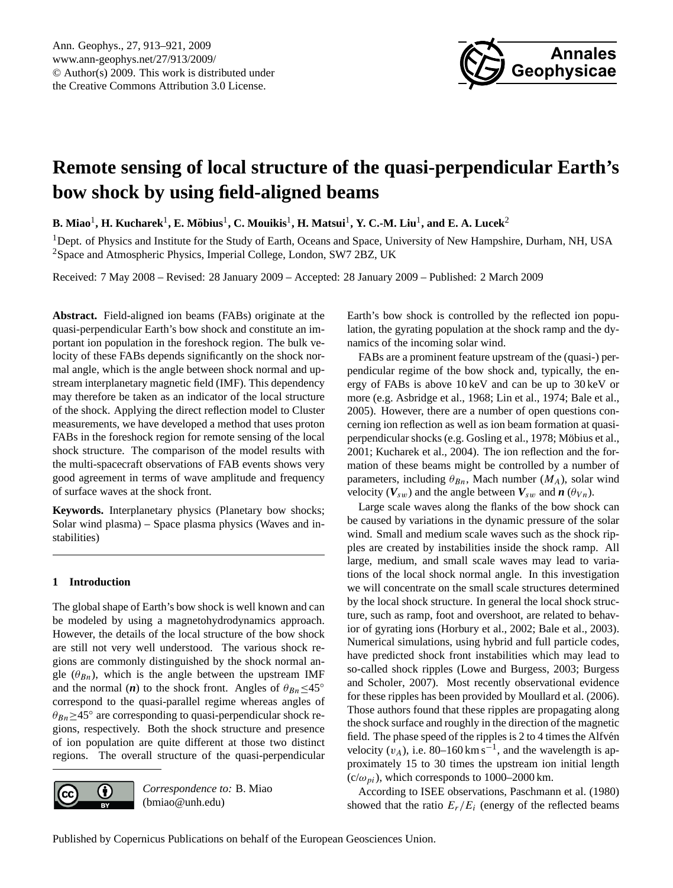# Remote sensing of local structure of the quasi-perpendicular Earth's bow shock by using field-aligned beams

**B. Miao[1], H. Kucharek[1], E. Möbius[1], C. Mouikis[1], H. Matsui[1], Y. C.-M. Liu[1], and E. A. Lucek[2]**

[1]Dept. of Physics and Institute for the Study of Earth, Oceans and Space, University of New Hampshire, Durham, NH, USA
[2]Space and Atmospheric Physics, Imperial College, London, SW7 2BZ, UK

Received: 7 May 2008 – Revised: 28 January 2009 – Accepted: 28 January 2009 – Published: 2 March 2009

**Abstract.** Field-aligned ion beams (FABs) originate at the quasi-perpendicular Earth's bow shock and constitute an important ion population in the foreshock region. The bulk velocity of these FABs depends significantly on the shock normal angle, which is the angle between shock normal and upstream interplanetary magnetic field (IMF). This dependency may therefore be taken as an indicator of the local structure of the shock. Applying the direct reflection model to Cluster measurements, we have developed a method that uses proton FABs in the foreshock region for remote sensing of the local shock structure. The comparison of the model results with the multi-spacecraft observations of FAB events shows very good agreement in terms of wave amplitude and frequency of surface waves at the shock front.

**Keywords.** Interplanetary physics (Planetary bow shocks; Solar wind plasma) – Space plasma physics (Waves and instabilities)

## 1 Introduction

The global shape of Earth's bow shock is well known and can be modeled by using a magnetohydrodynamics approach. However, the details of the local structure of the bow shock are still not very well understood. The various shock regions are commonly distinguished by the shock normal angle ($\theta_{Bn}$), which is the angle between the upstream IMF and the normal ($\boldsymbol{n}$) to the shock front. Angles of $\theta_{Bn} \leq 45^\circ$ correspond to the quasi-parallel regime whereas angles of $\theta_{Bn} \geq 45^\circ$ are corresponding to quasi-perpendicular shock regions, respectively. Both the shock structure and presence of ion population are quite different at those two distinct regions. The overall structure of the quasi-perpendicular Earth's bow shock is controlled by the reflected ion population, the gyrating population at the shock ramp and the dynamics of the incoming solar wind.

FABs are a prominent feature upstream of the (quasi-) perpendicular regime of the bow shock and, typically, the energy of FABs is above 10 keV and can be up to 30 keV or more (e.g. Asbridge et al., 1968; Lin et al., 1974; Bale et al., 2005). However, there are a number of open questions concerning ion reflection as well as ion beam formation at quasi-perpendicular shocks (e.g. Gosling et al., 1978; Möbius et al., 2001; Kucharek et al., 2004). The ion reflection and the formation of these beams might be controlled by a number of parameters, including $\theta_{Bn}$, Mach number ($M_A$), solar wind velocity ($\boldsymbol{V}_{sw}$) and the angle between $\boldsymbol{V}_{sw}$ and $\boldsymbol{n}$ ($\theta_{Vn}$).

Large scale waves along the flanks of the bow shock can be caused by variations in the dynamic pressure of the solar wind. Small and medium scale waves such as the shock ripples are created by instabilities inside the shock ramp. All large, medium, and small scale waves may lead to variations of the local shock normal angle. In this investigation we will concentrate on the small scale structures determined by the local shock structure. In general the local shock structure, such as ramp, foot and overshoot, are related to behavior of gyrating ions (Horbury et al., 2002; Bale et al., 2003). Numerical simulations, using hybrid and full particle codes, have predicted shock front instabilities which may lead to so-called shock ripples (Lowe and Burgess, 2003; Burgess and Scholer, 2007). Most recently observational evidence for these ripples has been provided by Moullard et al. (2006). Those authors found that these ripples are propagating along the shock surface and roughly in the direction of the magnetic field. The phase speed of the ripples is 2 to 4 times the Alfvén velocity ($v_A$), i.e. 80–160 km s$^{-1}$, and the wavelength is approximately 15 to 30 times the upstream ion initial length ($c/\omega_{pi}$), which corresponds to 1000–2000 km.

According to ISEE observations, Paschmann et al. (1980) showed that the ratio $E_r/E_i$ (energy of the reflected beams

*Correspondence to:* B. Miao (bmiao@unh.edu)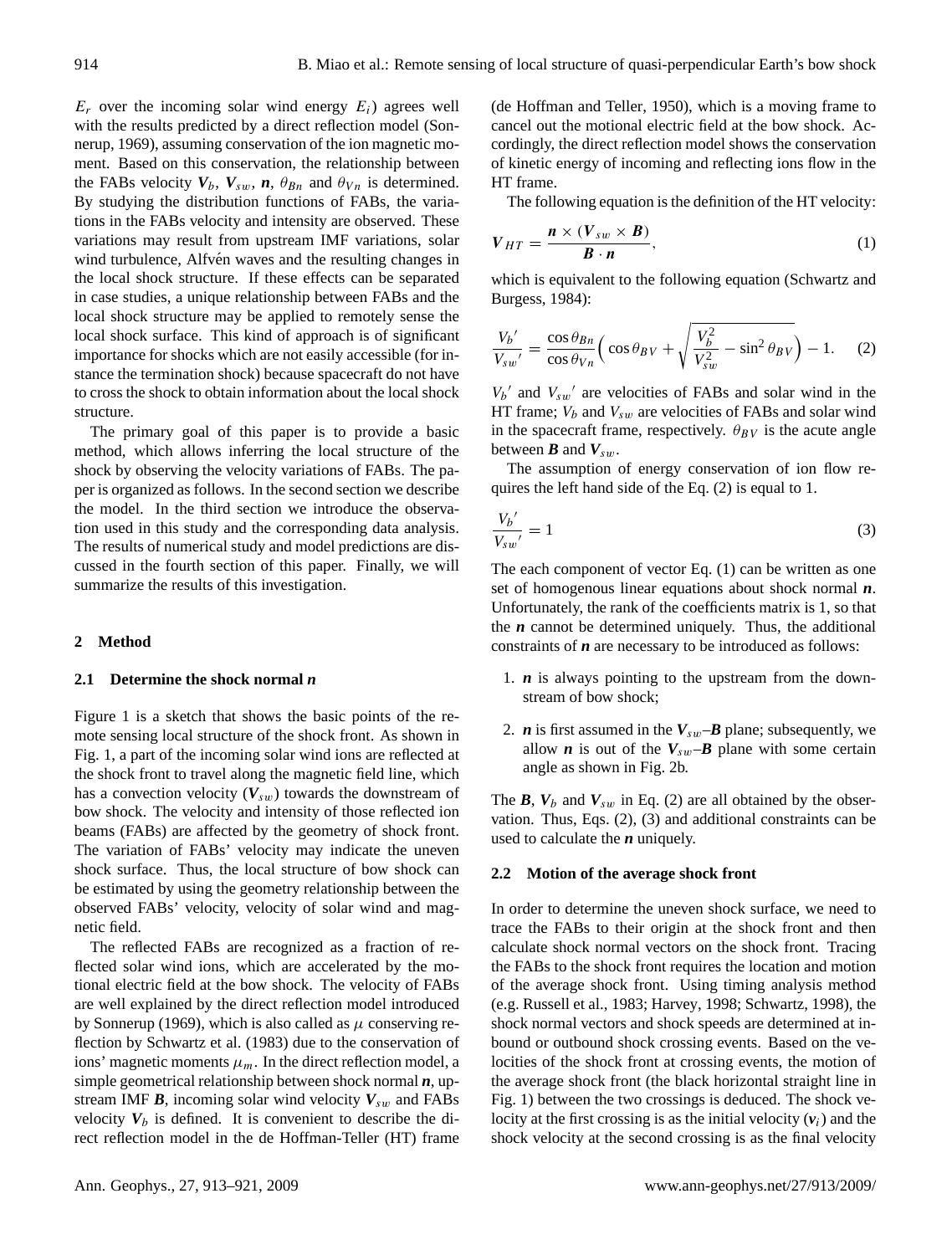$E_r$ over the incoming solar wind energy $E_i$) agrees well with the results predicted by a direct reflection model (Sonnerup, 1969), assuming conservation of the ion magnetic moment. Based on this conservation, the relationship between the FABs velocity $\boldsymbol{V}_b$, $\boldsymbol{V}_{sw}$, $\boldsymbol{n}$, $\theta_{Bn}$ and $\theta_{Vn}$ is determined. By studying the distribution functions of FABs, the variations in the FABs velocity and intensity are observed. These variations may result from upstream IMF variations, solar wind turbulence, Alfvén waves and the resulting changes in the local shock structure. If these effects can be separated in case studies, a unique relationship between FABs and the local shock structure may be applied to remotely sense the local shock surface. This kind of approach is of significant importance for shocks which are not easily accessible (for instance the termination shock) because spacecraft do not have to cross the shock to obtain information about the local shock structure.

The primary goal of this paper is to provide a basic method, which allows inferring the local structure of the shock by observing the velocity variations of FABs. The paper is organized as follows. In the second section we describe the model. In the third section we introduce the observation used in this study and the corresponding data analysis. The results of numerical study and model predictions are discussed in the fourth section of this paper. Finally, we will summarize the results of this investigation.

## 2 Method

### 2.1 Determine the shock normal $\boldsymbol{n}$

Figure 1 is a sketch that shows the basic points of the remote sensing local structure of the shock front. As shown in Fig. 1, a part of the incoming solar wind ions are reflected at the shock front to travel along the magnetic field line, which has a convection velocity ($\boldsymbol{V}_{sw}$) towards the downstream of bow shock. The velocity and intensity of those reflected ion beams (FABs) are affected by the geometry of shock front. The variation of FABs' velocity may indicate the uneven shock surface. Thus, the local structure of bow shock can be estimated by using the geometry relationship between the observed FABs' velocity, velocity of solar wind and magnetic field.

The reflected FABs are recognized as a fraction of reflected solar wind ions, which are accelerated by the motional electric field at the bow shock. The velocity of FABs are well explained by the direct reflection model introduced by Sonnerup (1969), which is also called as $\mu$ conserving reflection by Schwartz et al. (1983) due to the conservation of ions' magnetic moments $\mu_m$. In the direct reflection model, a simple geometrical relationship between shock normal $\boldsymbol{n}$, upstream IMF $\boldsymbol{B}$, incoming solar wind velocity $\boldsymbol{V}_{sw}$ and FABs velocity $\boldsymbol{V}_b$ is defined. It is convenient to describe the direct reflection model in the de Hoffman-Teller (HT) frame (de Hoffman and Teller, 1950), which is a moving frame to cancel out the motional electric field at the bow shock. Accordingly, the direct reflection model shows the conservation of kinetic energy of incoming and reflecting ions flow in the HT frame.

The following equation is the definition of the HT velocity:

$$\boldsymbol{V}_{HT} = \frac{\boldsymbol{n} \times (\boldsymbol{V}_{sw} \times \boldsymbol{B})}{\boldsymbol{B} \cdot \boldsymbol{n}}, \tag{1}$$

which is equivalent to the following equation (Schwartz and Burgess, 1984):

$$\frac{V_b{}'}{V_{sw}{}'} = \frac{\cos\theta_{Bn}}{\cos\theta_{Vn}}\Big(\cos\theta_{BV} + \sqrt{\frac{V_b^2}{V_{sw}^2} - \sin^2\theta_{BV}}\Big) - 1. \tag{2}$$

$V_b{}'$ and $V_{sw}{}'$ are velocities of FABs and solar wind in the HT frame; $V_b$ and $V_{sw}$ are velocities of FABs and solar wind in the spacecraft frame, respectively. $\theta_{BV}$ is the acute angle between $\boldsymbol{B}$ and $\boldsymbol{V}_{sw}$.

The assumption of energy conservation of ion flow requires the left hand side of the Eq. (2) is equal to 1.

$$\frac{V_b{}'}{V_{sw}{}'} = 1 \tag{3}$$

The each component of vector Eq. (1) can be written as one set of homogenous linear equations about shock normal $\boldsymbol{n}$. Unfortunately, the rank of the coefficients matrix is 1, so that the $\boldsymbol{n}$ cannot be determined uniquely. Thus, the additional constraints of $\boldsymbol{n}$ are necessary to be introduced as follows:

1. $\boldsymbol{n}$ is always pointing to the upstream from the downstream of bow shock;
2. $\boldsymbol{n}$ is first assumed in the $\boldsymbol{V}_{sw}$–$\boldsymbol{B}$ plane; subsequently, we allow $\boldsymbol{n}$ is out of the $\boldsymbol{V}_{sw}$–$\boldsymbol{B}$ plane with some certain angle as shown in Fig. 2b.

The $\boldsymbol{B}$, $\boldsymbol{V}_b$ and $\boldsymbol{V}_{sw}$ in Eq. (2) are all obtained by the observation. Thus, Eqs. (2), (3) and additional constraints can be used to calculate the $\boldsymbol{n}$ uniquely.

### 2.2 Motion of the average shock front

In order to determine the uneven shock surface, we need to trace the FABs to their origin at the shock front and then calculate shock normal vectors on the shock front. Tracing the FABs to the shock front requires the location and motion of the average shock front. Using timing analysis method (e.g. Russell et al., 1983; Harvey, 1998; Schwartz, 1998), the shock normal vectors and shock speeds are determined at inbound or outbound shock crossing events. Based on the velocities of the shock front at crossing events, the motion of the average shock front (the black horizontal straight line in Fig. 1) between the two crossings is deduced. The shock velocity at the first crossing is as the initial velocity ($\boldsymbol{v}_i$) and the shock velocity at the second crossing is as the final velocity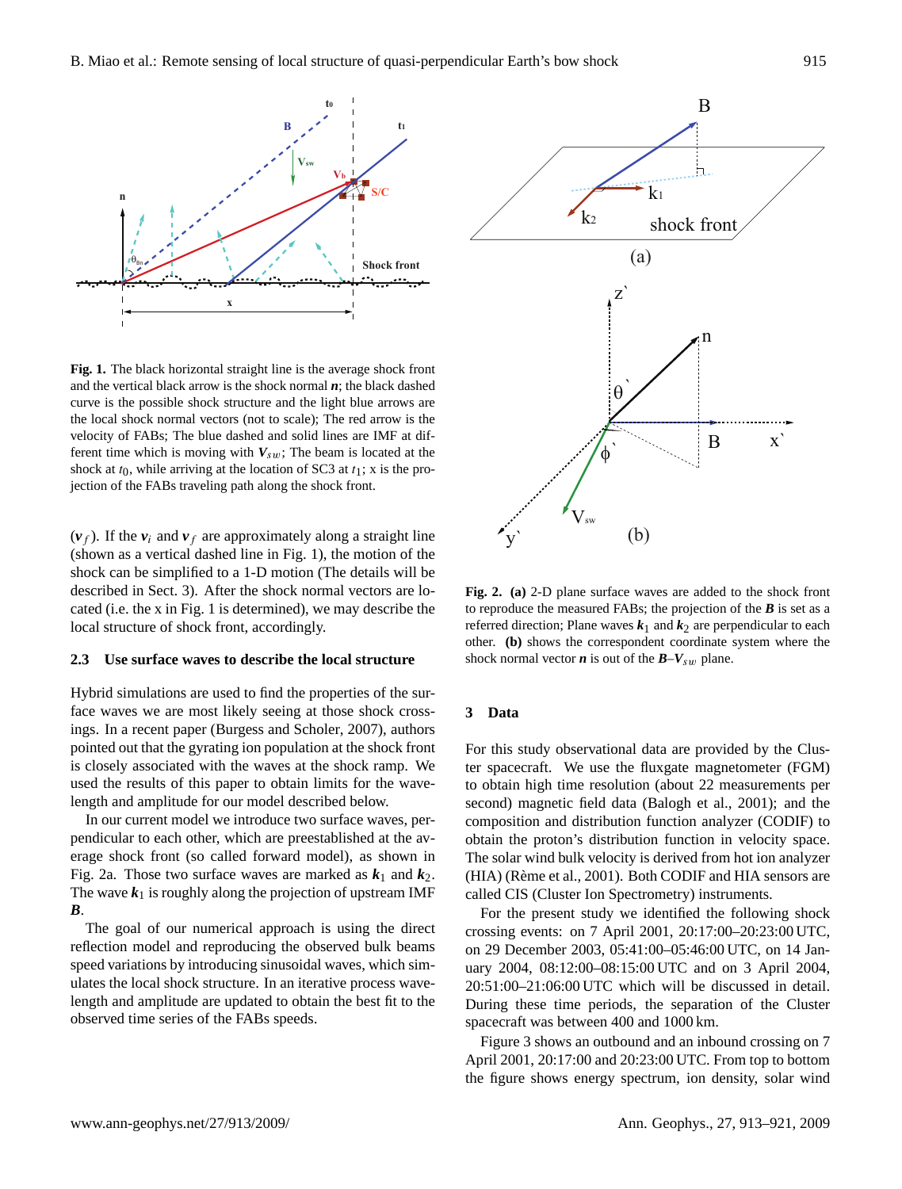**Fig. 1.** The black horizontal straight line is the average shock front and the vertical black arrow is the shock normal $\boldsymbol{n}$; the black dashed curve is the possible shock structure and the light blue arrows are the local shock normal vectors (not to scale); The red arrow is the velocity of FABs; The blue dashed and solid lines are IMF at different time which is moving with $\boldsymbol{V}_{sw}$; The beam is located at the shock at $t_0$, while arriving at the location of SC3 at $t_1$; x is the projection of the FABs traveling path along the shock front.

($\boldsymbol{v}_f$). If the $\boldsymbol{v}_i$ and $\boldsymbol{v}_f$ are approximately along a straight line (shown as a vertical dashed line in Fig. 1), the motion of the shock can be simplified to a 1-D motion (The details will be described in Sect. 3). After the shock normal vectors are located (i.e. the x in Fig. 1 is determined), we may describe the local structure of shock front, accordingly.

### 2.3 Use surface waves to describe the local structure

Hybrid simulations are used to find the properties of the surface waves we are most likely seeing at those shock crossings. In a recent paper (Burgess and Scholer, 2007), authors pointed out that the gyrating ion population at the shock front is closely associated with the waves at the shock ramp. We used the results of this paper to obtain limits for the wavelength and amplitude for our model described below.

In our current model we introduce two surface waves, perpendicular to each other, which are preestablished at the average shock front (so called forward model), as shown in Fig. 2a. Those two surface waves are marked as $\boldsymbol{k}_1$ and $\boldsymbol{k}_2$. The wave $\boldsymbol{k}_1$ is roughly along the projection of upstream IMF $\boldsymbol{B}$.

The goal of our numerical approach is using the direct reflection model and reproducing the observed bulk beams speed variations by introducing sinusoidal waves, which simulates the local shock structure. In an iterative process wavelength and amplitude are updated to obtain the best fit to the observed time series of the FABs speeds.

**Fig. 2.** **(a)** 2-D plane surface waves are added to the shock front to reproduce the measured FABs; the projection of the $\boldsymbol{B}$ is set as a referred direction; Plane waves $\boldsymbol{k}_1$ and $\boldsymbol{k}_2$ are perpendicular to each other. **(b)** shows the correspondent coordinate system where the shock normal vector $\boldsymbol{n}$ is out of the $\boldsymbol{B}$–$\boldsymbol{V}_{sw}$ plane.

## 3 Data

For this study observational data are provided by the Cluster spacecraft. We use the fluxgate magnetometer (FGM) to obtain high time resolution (about 22 measurements per second) magnetic field data (Balogh et al., 2001); and the composition and distribution function analyzer (CODIF) to obtain the proton's distribution function in velocity space. The solar wind bulk velocity is derived from hot ion analyzer (HIA) (Rème et al., 2001). Both CODIF and HIA sensors are called CIS (Cluster Ion Spectrometry) instruments.

For the present study we identified the following shock crossing events: on 7 April 2001, 20:17:00–20:23:00 UTC, on 29 December 2003, 05:41:00–05:46:00 UTC, on 14 January 2004, 08:12:00–08:15:00 UTC and on 3 April 2004, 20:51:00–21:06:00 UTC which will be discussed in detail. During these time periods, the separation of the Cluster spacecraft was between 400 and 1000 km.

Figure 3 shows an outbound and an inbound crossing on 7 April 2001, 20:17:00 and 20:23:00 UTC. From top to bottom the figure shows energy spectrum, ion density, solar wind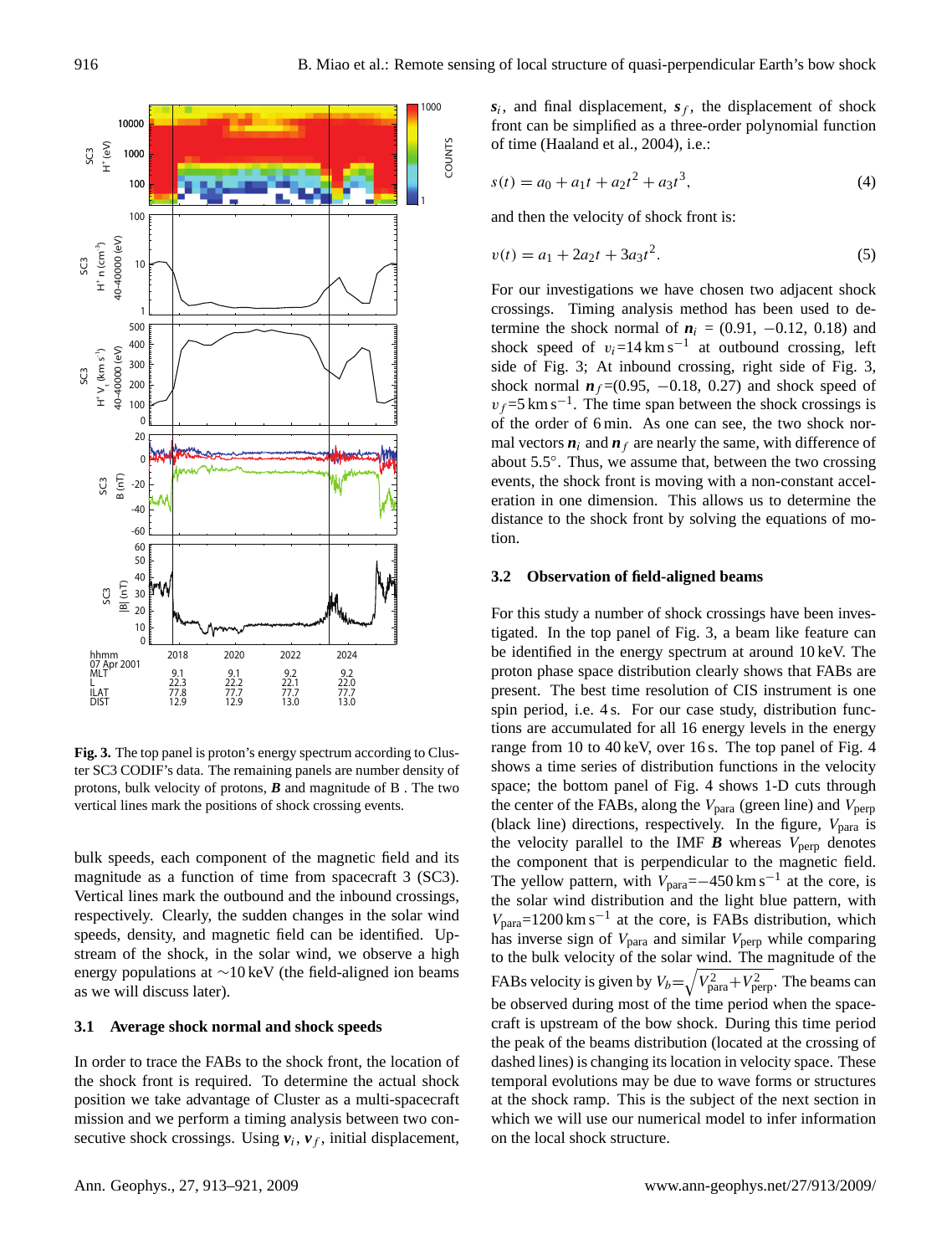**Fig. 3.** The top panel is proton's energy spectrum according to Cluster SC3 CODIF's data. The remaining panels are number density of protons, bulk velocity of protons, $\boldsymbol{B}$ and magnitude of B . The two vertical lines mark the positions of shock crossing events.

bulk speeds, each component of the magnetic field and its magnitude as a function of time from spacecraft 3 (SC3). Vertical lines mark the outbound and the inbound crossings, respectively. Clearly, the sudden changes in the solar wind speeds, density, and magnetic field can be identified. Upstream of the shock, in the solar wind, we observe a high energy populations at ∼10 keV (the field-aligned ion beams as we will discuss later).

### 3.1 Average shock normal and shock speeds

In order to trace the FABs to the shock front, the location of the shock front is required. To determine the actual shock position we take advantage of Cluster as a multi-spacecraft mission and we perform a timing analysis between two consecutive shock crossings. Using $\boldsymbol{v}_i$, $\boldsymbol{v}_f$, initial displacement, $\boldsymbol{s}_i$, and final displacement, $\boldsymbol{s}_f$, the displacement of shock front can be simplified as a three-order polynomial function of time (Haaland et al., 2004), i.e.:

$$s(t) = a_0 + a_1 t + a_2 t^2 + a_3 t^3, \tag{4}$$

and then the velocity of shock front is:

$$v(t) = a_1 + 2a_2 t + 3a_3 t^2. \tag{5}$$

For our investigations we have chosen two adjacent shock crossings. Timing analysis method has been used to determine the shock normal of $\boldsymbol{n}_i$ = (0.91, −0.12, 0.18) and shock speed of $v_i$=14 km s$^{-1}$ at outbound crossing, left side of Fig. 3; At inbound crossing, right side of Fig. 3, shock normal $\boldsymbol{n}_f$=(0.95, −0.18, 0.27) and shock speed of $v_f$=5 km s$^{-1}$. The time span between the shock crossings is of the order of 6 min. As one can see, the two shock normal vectors $\boldsymbol{n}_i$ and $\boldsymbol{n}_f$ are nearly the same, with difference of about 5.5°. Thus, we assume that, between the two crossing events, the shock front is moving with a non-constant acceleration in one dimension. This allows us to determine the distance to the shock front by solving the equations of motion.

### 3.2 Observation of field-aligned beams

For this study a number of shock crossings have been investigated. In the top panel of Fig. 3, a beam like feature can be identified in the energy spectrum at around 10 keV. The proton phase space distribution clearly shows that FABs are present. The best time resolution of CIS instrument is one spin period, i.e. 4 s. For our case study, distribution functions are accumulated for all 16 energy levels in the energy range from 10 to 40 keV, over 16 s. The top panel of Fig. 4 shows a time series of distribution functions in the velocity space; the bottom panel of Fig. 4 shows 1-D cuts through the center of the FABs, along the $V_{\text{para}}$ (green line) and $V_{\text{perp}}$ (black line) directions, respectively. In the figure, $V_{\text{para}}$ is the velocity parallel to the IMF $\boldsymbol{B}$ whereas $V_{\text{perp}}$ denotes the component that is perpendicular to the magnetic field. The yellow pattern, with $V_{\text{para}}$=−450 km s$^{-1}$ at the core, is the solar wind distribution and the light blue pattern, with $V_{\text{para}}$=1200 km s$^{-1}$ at the core, is FABs distribution, which has inverse sign of $V_{\text{para}}$ and similar $V_{\text{perp}}$ while comparing to the bulk velocity of the solar wind. The magnitude of the FABs velocity is given by $V_b$=$\sqrt{V_{\text{para}}^2 + V_{\text{perp}}^2}$. The beams can be observed during most of the time period when the spacecraft is upstream of the bow shock. During this time period the peak of the beams distribution (located at the crossing of dashed lines) is changing its location in velocity space. These temporal evolutions may be due to wave forms or structures at the shock ramp. This is the subject of the next section in which we will use our numerical model to infer information on the local shock structure.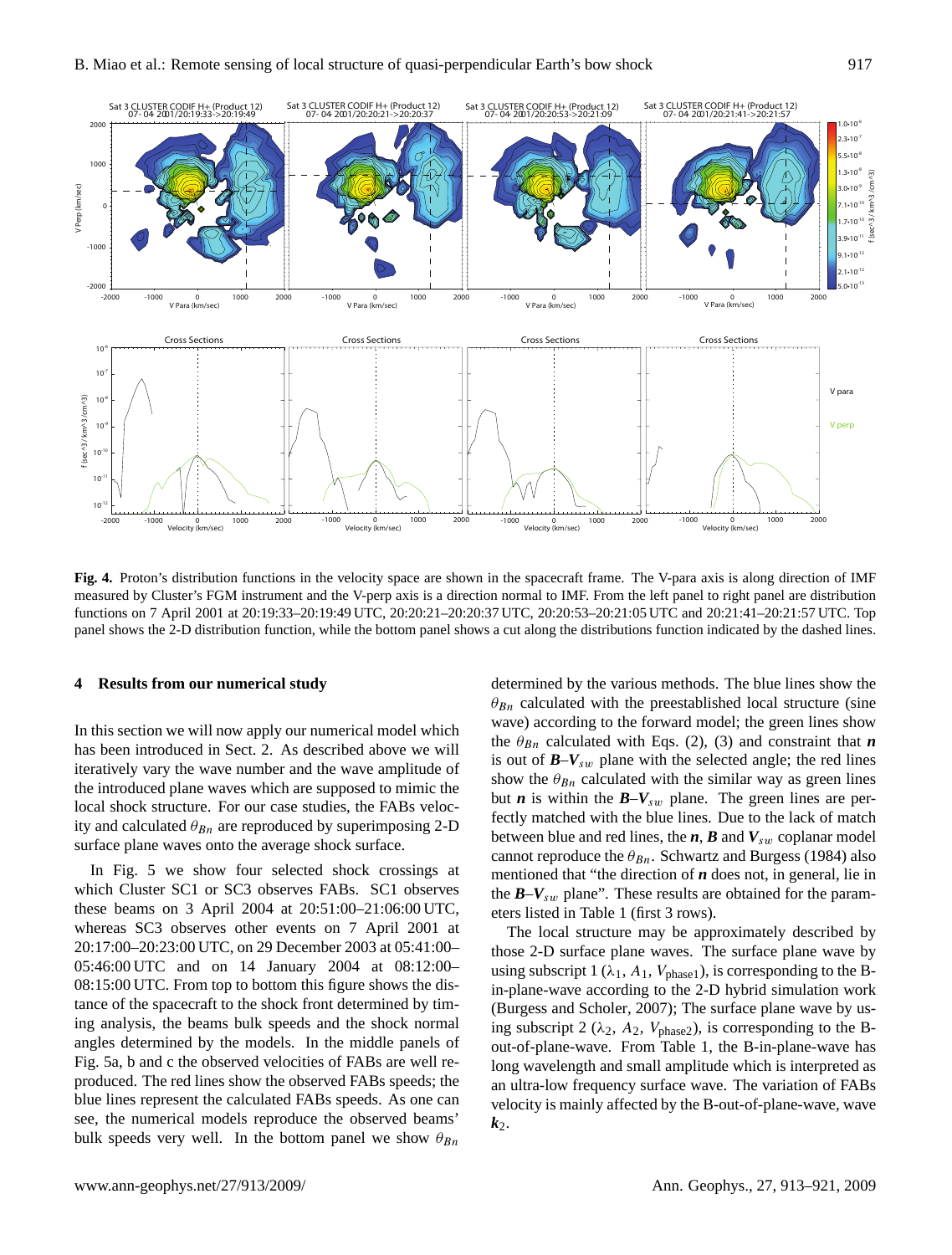**Fig. 4.** Proton's distribution functions in the velocity space are shown in the spacecraft frame. The V-para axis is along direction of IMF measured by Cluster's FGM instrument and the V-perp axis is a direction normal to IMF. From the left panel to right panel are distribution functions on 7 April 2001 at 20:19:33–20:19:49 UTC, 20:20:21–20:20:37 UTC, 20:20:53–20:21:05 UTC and 20:21:41–20:21:57 UTC. Top panel shows the 2-D distribution function, while the bottom panel shows a cut along the distributions function indicated by the dashed lines.

## 4 Results from our numerical study

In this section we will now apply our numerical model which has been introduced in Sect. 2. As described above we will iteratively vary the wave number and the wave amplitude of the introduced plane waves which are supposed to mimic the local shock structure. For our case studies, the FABs velocity and calculated $\theta_{Bn}$ are reproduced by superimposing 2-D surface plane waves onto the average shock surface.

In Fig. 5 we show four selected shock crossings at which Cluster SC1 or SC3 observes FABs. SC1 observes these beams on 3 April 2004 at 20:51:00–21:06:00 UTC, whereas SC3 observes other events on 7 April 2001 at 20:17:00–20:23:00 UTC, on 29 December 2003 at 05:41:00–05:46:00 UTC and on 14 January 2004 at 08:12:00–08:15:00 UTC. From top to bottom this figure shows the distance of the spacecraft to the shock front determined by timing analysis, the beams bulk speeds and the shock normal angles determined by the models. In the middle panels of Fig. 5a, b and c the observed velocities of FABs are well reproduced. The red lines show the observed FABs speeds; the blue lines represent the calculated FABs speeds. As one can see, the numerical models reproduce the observed beams' bulk speeds very well. In the bottom panel we show $\theta_{Bn}$ determined by the various methods. The blue lines show the $\theta_{Bn}$ calculated with the preestablished local structure (sine wave) according to the forward model; the green lines show the $\theta_{Bn}$ calculated with Eqs. (2), (3) and constraint that $\boldsymbol{n}$ is out of $\boldsymbol{B}$–$\boldsymbol{V}_{sw}$ plane with the selected angle; the red lines show the $\theta_{Bn}$ calculated with the similar way as green lines but $\boldsymbol{n}$ is within the $\boldsymbol{B}$–$\boldsymbol{V}_{sw}$ plane. The green lines are perfectly matched with the blue lines. Due to the lack of match between blue and red lines, the $\boldsymbol{n}$, $\boldsymbol{B}$ and $\boldsymbol{V}_{sw}$ coplanar model cannot reproduce the $\theta_{Bn}$. Schwartz and Burgess (1984) also mentioned that "the direction of $\boldsymbol{n}$ does not, in general, lie in the $\boldsymbol{B}$–$\boldsymbol{V}_{sw}$ plane". These results are obtained for the parameters listed in Table 1 (first 3 rows).

The local structure may be approximately described by those 2-D surface plane waves. The surface plane wave by using subscript 1 ($\lambda_1$, $A_1$, $V_{\text{phase1}}$), is corresponding to the B-in-plane-wave according to the 2-D hybrid simulation work (Burgess and Scholer, 2007); The surface plane wave by using subscript 2 ($\lambda_2$, $A_2$, $V_{\text{phase2}}$), is corresponding to the B-out-of-plane-wave. From Table 1, the B-in-plane-wave has long wavelength and small amplitude which is interpreted as an ultra-low frequency surface wave. The variation of FABs velocity is mainly affected by the B-out-of-plane-wave, wave $\boldsymbol{k}_2$.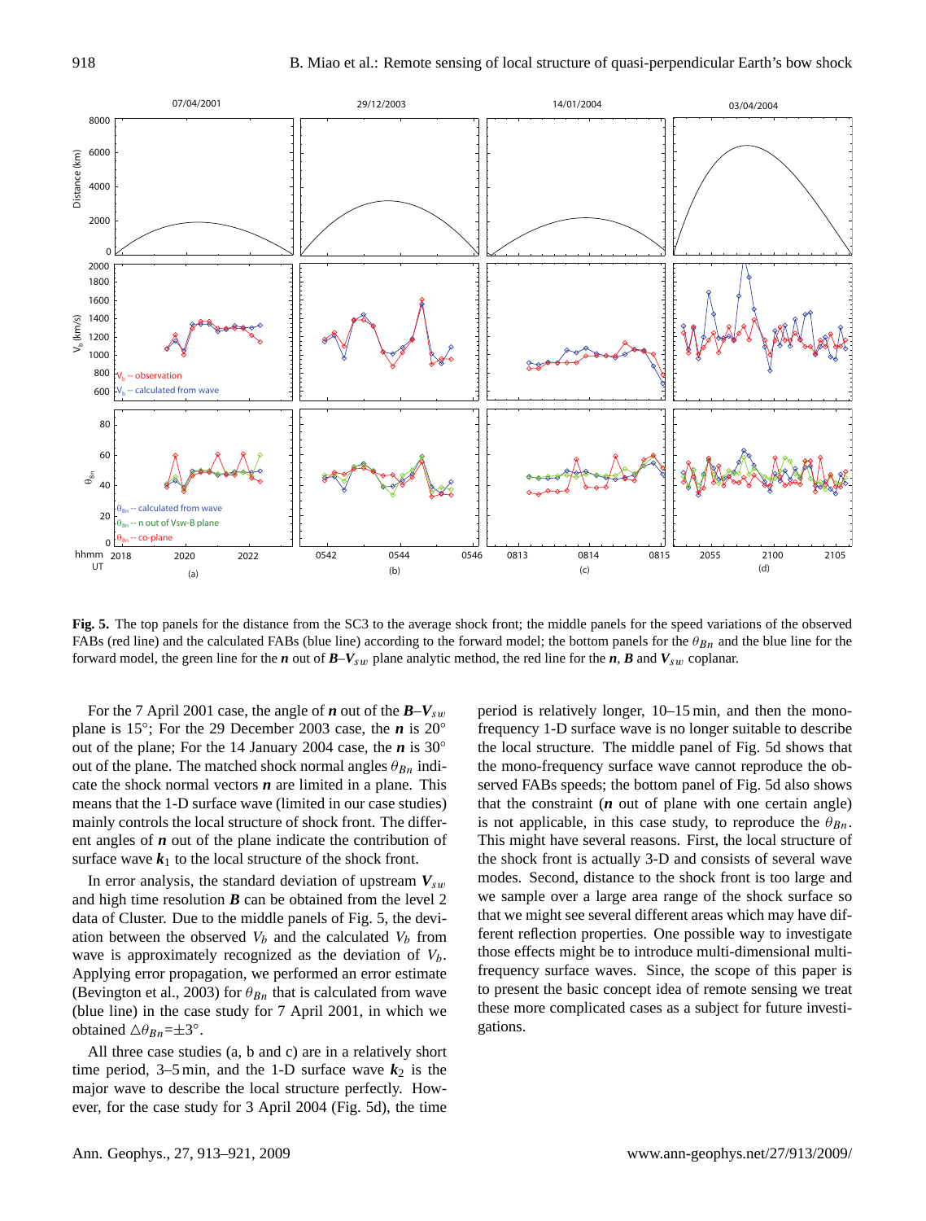**Fig. 5.** The top panels for the distance from the SC3 to the average shock front; the middle panels for the speed variations of the observed FABs (red line) and the calculated FABs (blue line) according to the forward model; the bottom panels for the $\theta_{Bn}$ and the blue line for the forward model, the green line for the $\boldsymbol{n}$ out of $\boldsymbol{B}$–$\boldsymbol{V}_{sw}$ plane analytic method, the red line for the $\boldsymbol{n}$, $\boldsymbol{B}$ and $\boldsymbol{V}_{sw}$ coplanar.

For the 7 April 2001 case, the angle of $\boldsymbol{n}$ out of the $\boldsymbol{B}$–$\boldsymbol{V}_{sw}$ plane is 15°; For the 29 December 2003 case, the $\boldsymbol{n}$ is 20° out of the plane; For the 14 January 2004 case, the $\boldsymbol{n}$ is 30° out of the plane. The matched shock normal angles $\theta_{Bn}$ indicate the shock normal vectors $\boldsymbol{n}$ are limited in a plane. This means that the 1-D surface wave (limited in our case studies) mainly controls the local structure of shock front. The different angles of $\boldsymbol{n}$ out of the plane indicate the contribution of surface wave $\boldsymbol{k}_1$ to the local structure of the shock front.

In error analysis, the standard deviation of upstream $\boldsymbol{V}_{sw}$ and high time resolution $\boldsymbol{B}$ can be obtained from the level 2 data of Cluster. Due to the middle panels of Fig. 5, the deviation between the observed $V_b$ and the calculated $V_b$ from wave is approximately recognized as the deviation of $V_b$. Applying error propagation, we performed an error estimate (Bevington et al., 2003) for $\theta_{Bn}$ that is calculated from wave (blue line) in the case study for 7 April 2001, in which we obtained $\triangle\theta_{Bn}$=±3°.

All three case studies (a, b and c) are in a relatively short time period, 3–5 min, and the 1-D surface wave $\boldsymbol{k}_2$ is the major wave to describe the local structure perfectly. However, for the case study for 3 April 2004 (Fig. 5d), the time period is relatively longer, 10–15 min, and then the mono-frequency 1-D surface wave is no longer suitable to describe the local structure. The middle panel of Fig. 5d shows that the mono-frequency surface wave cannot reproduce the observed FABs speeds; the bottom panel of Fig. 5d also shows that the constraint ($\boldsymbol{n}$ out of plane with one certain angle) is not applicable, in this case study, to reproduce the $\theta_{Bn}$. This might have several reasons. First, the local structure of the shock front is actually 3-D and consists of several wave modes. Second, distance to the shock front is too large and we sample over a large area range of the shock surface so that we might see several different areas which may have different reflection properties. One possible way to investigate those effects might be to introduce multi-dimensional multi-frequency surface waves. Since, the scope of this paper is to present the basic concept idea of remote sensing we treat these more complicated cases as a subject for future investigations.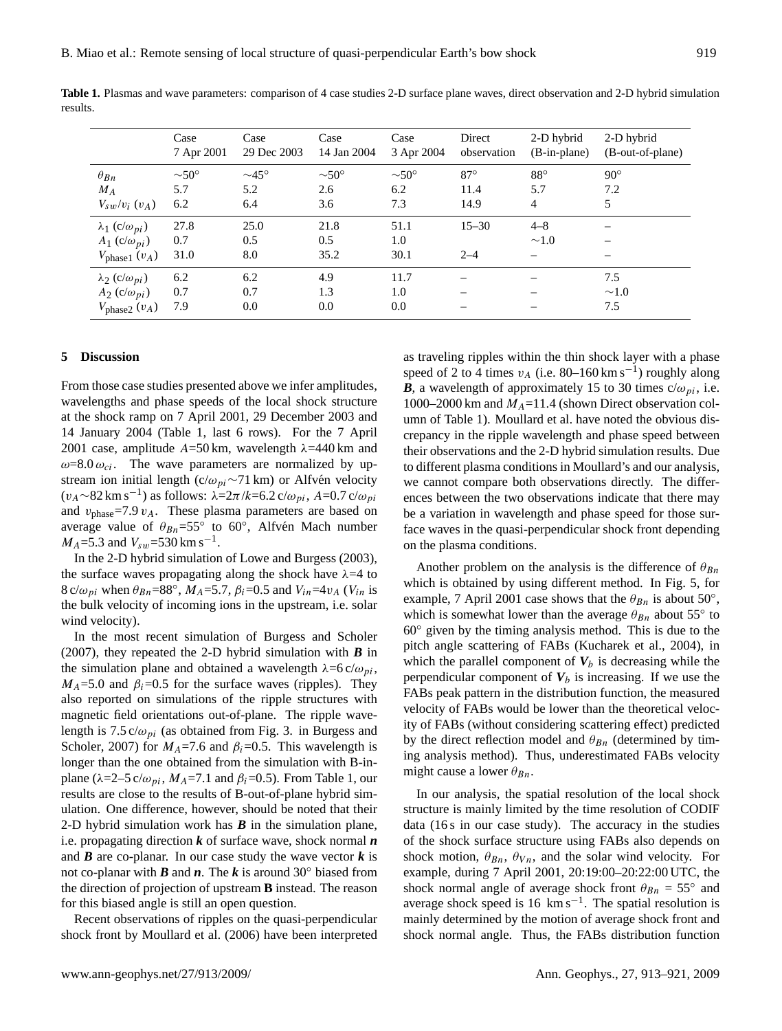**Table 1.** Plasmas and wave parameters: comparison of 4 case studies 2-D surface plane waves, direct observation and 2-D hybrid simulation results.

| | Case 7 Apr 2001 | Case 29 Dec 2003 | Case 14 Jan 2004 | Case 3 Apr 2004 | Direct observation | 2-D hybrid (B-in-plane) | 2-D hybrid (B-out-of-plane) |
|---|---|---|---|---|---|---|---|
| $\theta_{Bn}$ | $\sim 50°$ | $\sim 45°$ | $\sim 50°$ | $\sim 50°$ | $87°$ | $88°$ | $90°$ |
| $M_A$ | 5.7 | 5.2 | 2.6 | 6.2 | 11.4 | 5.7 | 7.2 |
| $V_{sw}/v_i$ ($v_A$) | 6.2 | 6.4 | 3.6 | 7.3 | 14.9 | 4 | 5 |
| $\lambda_1$ ($c/\omega_{pi}$) | 27.8 | 25.0 | 21.8 | 51.1 | 15–30 | 4–8 | – |
| $A_1$ ($c/\omega_{pi}$) | 0.7 | 0.5 | 0.5 | 1.0 | | $\sim$1.0 | – |
| $V_{\text{phase1}}$ ($v_A$) | 31.0 | 8.0 | 35.2 | 30.1 | 2–4 | – | – |
| $\lambda_2$ ($c/\omega_{pi}$) | 6.2 | 6.2 | 4.9 | 11.7 | – | – | 7.5 |
| $A_2$ ($c/\omega_{pi}$) | 0.7 | 0.7 | 1.3 | 1.0 | – | – | $\sim$1.0 |
| $V_{\text{phase2}}$ ($v_A$) | 7.9 | 0.0 | 0.0 | 0.0 | – | – | 7.5 |

## 5 Discussion

From those case studies presented above we infer amplitudes, wavelengths and phase speeds of the local shock structure at the shock ramp on 7 April 2001, 29 December 2003 and 14 January 2004 (Table 1, last 6 rows). For the 7 April 2001 case, amplitude $A$=50 km, wavelength $\lambda$=440 km and $\omega$=8.0 $\omega_{ci}$. The wave parameters are normalized by upstream ion initial length ($c/\omega_{pi}\sim$71 km) or Alfvén velocity ($v_A\sim$82 km s$^{-1}$) as follows: $\lambda=2\pi/k$=6.2 $c/\omega_{pi}$, $A$=0.7 $c/\omega_{pi}$ and $v_{\text{phase}}$=7.9 $v_A$. These plasma parameters are based on average value of $\theta_{Bn}$=55° to 60°, Alfvén Mach number $M_A$=5.3 and $V_{sw}$=530 km s$^{-1}$.

In the 2-D hybrid simulation of Lowe and Burgess (2003), the surface waves propagating along the shock have $\lambda$=4 to 8 $c/\omega_{pi}$ when $\theta_{Bn}$=88°, $M_A$=5.7, $\beta_i$=0.5 and $V_{in}$=4$v_A$ ($V_{in}$ is the bulk velocity of incoming ions in the upstream, i.e. solar wind velocity).

In the most recent simulation of Burgess and Scholer (2007), they repeated the 2-D hybrid simulation with ***B*** in the simulation plane and obtained a wavelength $\lambda$=6 $c/\omega_{pi}$, $M_A$=5.0 and $\beta_i$=0.5 for the surface waves (ripples). They also reported on simulations of the ripple structures with magnetic field orientations out-of-plane. The ripple wavelength is 7.5 $c/\omega_{pi}$ (as obtained from Fig. 3. in Burgess and Scholer, 2007) for $M_A$=7.6 and $\beta_i$=0.5. This wavelength is longer than the one obtained from the simulation with B-in-plane ($\lambda$=2–5 $c/\omega_{pi}$, $M_A$=7.1 and $\beta_i$=0.5). From Table 1, our results are close to the results of B-out-of-plane hybrid simulation. One difference, however, should be noted that their 2-D hybrid simulation work has ***B*** in the simulation plane, i.e. propagating direction ***k*** of surface wave, shock normal ***n*** and ***B*** are co-planar. In our case study the wave vector ***k*** is not co-planar with ***B*** and ***n***. The ***k*** is around 30° biased from the direction of projection of upstream **B** instead. The reason for this biased angle is still an open question.

Recent observations of ripples on the quasi-perpendicular shock front by Moullard et al. (2006) have been interpreted as traveling ripples within the thin shock layer with a phase speed of 2 to 4 times $v_A$ (i.e. 80–160 km s$^{-1}$) roughly along ***B***, a wavelength of approximately 15 to 30 times $c/\omega_{pi}$, i.e. 1000–2000 km and $M_A$=11.4 (shown Direct observation column of Table 1). Moullard et al. have noted the obvious discrepancy in the ripple wavelength and phase speed between their observations and the 2-D hybrid simulation results. Due to different plasma conditions in Moullard's and our analysis, we cannot compare both observations directly. The differences between the two observations indicate that there may be a variation in wavelength and phase speed for those surface waves in the quasi-perpendicular shock front depending on the plasma conditions.

Another problem on the analysis is the difference of $\theta_{Bn}$ which is obtained by using different method. In Fig. 5, for example, 7 April 2001 case shows that the $\theta_{Bn}$ is about 50°, which is somewhat lower than the average $\theta_{Bn}$ about 55° to 60° given by the timing analysis method. This is due to the pitch angle scattering of FABs (Kucharek et al., 2004), in which the parallel component of $\boldsymbol{V}_b$ is decreasing while the perpendicular component of $\boldsymbol{V}_b$ is increasing. If we use the FABs peak pattern in the distribution function, the measured velocity of FABs would be lower than the theoretical velocity of FABs (without considering scattering effect) predicted by the direct reflection model and $\theta_{Bn}$ (determined by timing analysis method). Thus, underestimated FABs velocity might cause a lower $\theta_{Bn}$.

In our analysis, the spatial resolution of the local shock structure is mainly limited by the time resolution of CODIF data (16 s in our case study). The accuracy in the studies of the shock surface structure using FABs also depends on shock motion, $\theta_{Bn}$, $\theta_{Vn}$, and the solar wind velocity. For example, during 7 April 2001, 20:19:00–20:22:00 UTC, the shock normal angle of average shock front $\theta_{Bn}$ = 55° and average shock speed is 16 km s$^{-1}$. The spatial resolution is mainly determined by the motion of average shock front and shock normal angle. Thus, the FABs distribution function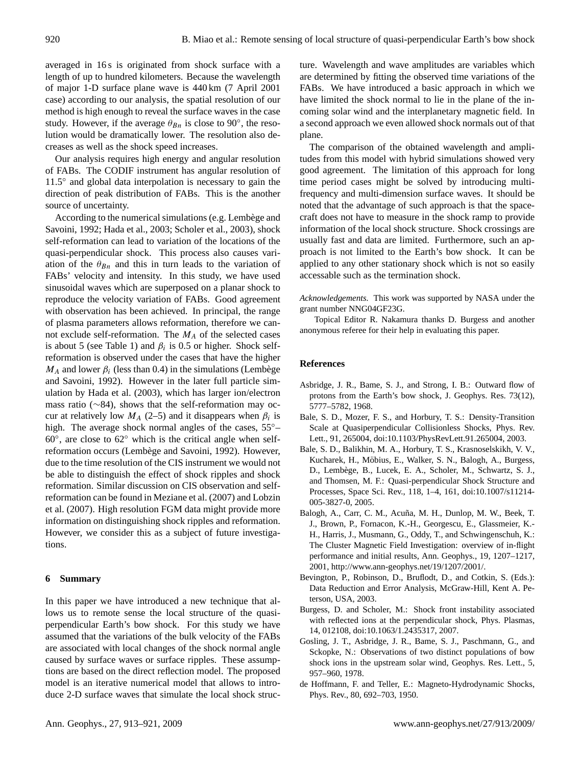averaged in 16 s is originated from shock surface with a length of up to hundred kilometers. Because the wavelength of major 1-D surface plane wave is 440 km (7 April 2001 case) according to our analysis, the spatial resolution of our method is high enough to reveal the surface waves in the case study. However, if the average $\theta_{Bn}$ is close to 90°, the resolution would be dramatically lower. The resolution also decreases as well as the shock speed increases.

Our analysis requires high energy and angular resolution of FABs. The CODIF instrument has angular resolution of 11.5° and global data interpolation is necessary to gain the direction of peak distribution of FABs. This is the another source of uncertainty.

According to the numerical simulations (e.g. Lembège and Savoini, 1992; Hada et al., 2003; Scholer et al., 2003), shock self-reformation can lead to variation of the locations of the quasi-perpendicular shock. This process also causes variation of the $\theta_{Bn}$ and this in turn leads to the variation of FABs' velocity and intensity. In this study, we have used sinusoidal waves which are superposed on a planar shock to reproduce the velocity variation of FABs. Good agreement with observation has been achieved. In principal, the range of plasma parameters allows reformation, therefore we cannot exclude self-reformation. The $M_A$ of the selected cases is about 5 (see Table 1) and $\beta_i$ is 0.5 or higher. Shock self-reformation is observed under the cases that have the higher $M_A$ and lower $\beta_i$ (less than 0.4) in the simulations (Lembège and Savoini, 1992). However in the later full particle simulation by Hada et al. (2003), which has larger ion/electron mass ratio (∼84), shows that the self-reformation may occur at relatively low $M_A$ (2–5) and it disappears when $\beta_i$ is high. The average shock normal angles of the cases, 55°–60°, are close to 62° which is the critical angle when self-reformation occurs (Lembège and Savoini, 1992). However, due to the time resolution of the CIS instrument we would not be able to distinguish the effect of shock ripples and shock reformation. Similar discussion on CIS observation and self-reformation can be found in Meziane et al. (2007) and Lobzin et al. (2007). High resolution FGM data might provide more information on distinguishing shock ripples and reformation. However, we consider this as a subject of future investigations.

## 6 Summary

In this paper we have introduced a new technique that allows us to remote sense the local structure of the quasi-perpendicular Earth's bow shock. For this study we have assumed that the variations of the bulk velocity of the FABs are associated with local changes of the shock normal angle caused by surface waves or surface ripples. These assumptions are based on the direct reflection model. The proposed model is an iterative numerical model that allows to introduce 2-D surface waves that simulate the local shock structure. Wavelength and wave amplitudes are variables which are determined by fitting the observed time variations of the FABs. We have introduced a basic approach in which we have limited the shock normal to lie in the plane of the incoming solar wind and the interplanetary magnetic field. In a second approach we even allowed shock normals out of that plane.

The comparison of the obtained wavelength and amplitudes from this model with hybrid simulations showed very good agreement. The limitation of this approach for long time period cases might be solved by introducing multi-frequency and multi-dimension surface waves. It should be noted that the advantage of such approach is that the spacecraft does not have to measure in the shock ramp to provide information of the local shock structure. Shock crossings are usually fast and data are limited. Furthermore, such an approach is not limited to the Earth's bow shock. It can be applied to any other stationary shock which is not so easily accessable such as the termination shock.

*Acknowledgements.* This work was supported by NASA under the grant number NNG04GF23G.

Topical Editor R. Nakamura thanks D. Burgess and another anonymous referee for their help in evaluating this paper.

## References

- Asbridge, J. R., Bame, S. J., and Strong, I. B.: Outward flow of protons from the Earth's bow shock, J. Geophys. Res. 73(12), 5777–5782, 1968.
- Bale, S. D., Mozer, F. S., and Horbury, T. S.: Density-Transition Scale at Quasiperpendicular Collisionless Shocks, Phys. Rev. Lett., 91, 265004, doi:10.1103/PhysRevLett.91.265004, 2003.
- Bale, S. D., Balikhin, M. A., Horbury, T. S., Krasnoselskikh, V. V., Kucharek, H., Möbius, E., Walker, S. N., Balogh, A., Burgess, D., Lembège, B., Lucek, E. A., Scholer, M., Schwartz, S. J., and Thomsen, M. F.: Quasi-perpendicular Shock Structure and Processes, Space Sci. Rev., 118, 1–4, 161, doi:10.1007/s11214-005-3827-0, 2005.
- Balogh, A., Carr, C. M., Acuña, M. H., Dunlop, M. W., Beek, T. J., Brown, P., Fornacon, K.-H., Georgescu, E., Glassmeier, K.-H., Harris, J., Musmann, G., Oddy, T., and Schwingenschuh, K.: The Cluster Magnetic Field Investigation: overview of in-flight performance and initial results, Ann. Geophys., 19, 1207–1217, 2001, http://www.ann-geophys.net/19/1207/2001/.
- Bevington, P., Robinson, D., Bruflodt, D., and Cotkin, S. (Eds.): Data Reduction and Error Analysis, McGraw-Hill, Kent A. Peterson, USA, 2003.
- Burgess, D. and Scholer, M.: Shock front instability associated with reflected ions at the perpendicular shock, Phys. Plasmas, 14, 012108, doi:10.1063/1.2435317, 2007.
- Gosling, J. T., Asbridge, J. R., Bame, S. J., Paschmann, G., and Sckopke, N.: Observations of two distinct populations of bow shock ions in the upstream solar wind, Geophys. Res. Lett., 5, 957–960, 1978.
- de Hoffmann, F. and Teller, E.: Magneto-Hydrodynamic Shocks, Phys. Rev., 80, 692–703, 1950.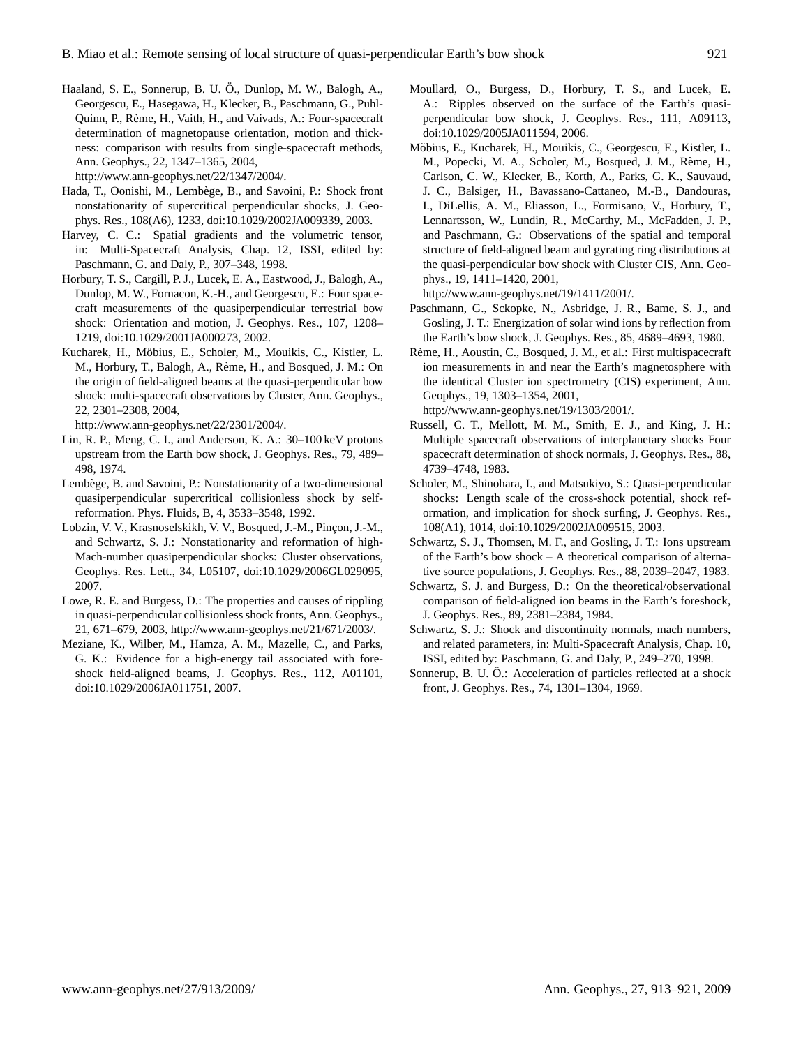Haaland, S. E., Sonnerup, B. U. Ö., Dunlop, M. W., Balogh, A., Georgescu, E., Hasegawa, H., Klecker, B., Paschmann, G., Puhl-Quinn, P., Rème, H., Vaith, H., and Vaivads, A.: Four-spacecraft determination of magnetopause orientation, motion and thickness: comparison with results from single-spacecraft methods, Ann. Geophys., 22, 1347–1365, 2004, http://www.ann-geophys.net/22/1347/2004/.

Hada, T., Oonishi, M., Lembège, B., and Savoini, P.: Shock front nonstationarity of supercritical perpendicular shocks, J. Geophys. Res., 108(A6), 1233, doi:10.1029/2002JA009339, 2003.

Harvey, C. C.: Spatial gradients and the volumetric tensor, in: Multi-Spacecraft Analysis, Chap. 12, ISSI, edited by: Paschmann, G. and Daly, P., 307–348, 1998.

Horbury, T. S., Cargill, P. J., Lucek, E. A., Eastwood, J., Balogh, A., Dunlop, M. W., Fornacon, K.-H., and Georgescu, E.: Four spacecraft measurements of the quasiperpendicular terrestrial bow shock: Orientation and motion, J. Geophys. Res., 107, 1208–1219, doi:10.1029/2001JA000273, 2002.

Kucharek, H., Möbius, E., Scholer, M., Mouikis, C., Kistler, L. M., Horbury, T., Balogh, A., Rème, H., and Bosqued, J. M.: On the origin of field-aligned beams at the quasi-perpendicular bow shock: multi-spacecraft observations by Cluster, Ann. Geophys., 22, 2301–2308, 2004, http://www.ann-geophys.net/22/2301/2004/.

Lin, R. P., Meng, C. I., and Anderson, K. A.: 30–100 keV protons upstream from the Earth bow shock, J. Geophys. Res., 79, 489–498, 1974.

Lembège, B. and Savoini, P.: Nonstationarity of a two-dimensional quasiperpendicular supercritical collisionless shock by self-reformation. Phys. Fluids, B, 4, 3533–3548, 1992.

Lobzin, V. V., Krasnoselskikh, V. V., Bosqued, J.-M., Pinçon, J.-M., and Schwartz, S. J.: Nonstationarity and reformation of high-Mach-number quasiperpendicular shocks: Cluster observations, Geophys. Res. Lett., 34, L05107, doi:10.1029/2006GL029095, 2007.

Lowe, R. E. and Burgess, D.: The properties and causes of rippling in quasi-perpendicular collisionless shock fronts, Ann. Geophys., 21, 671–679, 2003, http://www.ann-geophys.net/21/671/2003/.

Meziane, K., Wilber, M., Hamza, A. M., Mazelle, C., and Parks, G. K.: Evidence for a high-energy tail associated with foreshock field-aligned beams, J. Geophys. Res., 112, A01101, doi:10.1029/2006JA011751, 2007.

Moullard, O., Burgess, D., Horbury, T. S., and Lucek, E. A.: Ripples observed on the surface of the Earth's quasi-perpendicular bow shock, J. Geophys. Res., 111, A09113, doi:10.1029/2005JA011594, 2006.

Möbius, E., Kucharek, H., Mouikis, C., Georgescu, E., Kistler, L. M., Popecki, M. A., Scholer, M., Bosqued, J. M., Rème, H., Carlson, C. W., Klecker, B., Korth, A., Parks, G. K., Sauvaud, J. C., Balsiger, H., Bavassano-Cattaneo, M.-B., Dandouras, I., DiLellis, A. M., Eliasson, L., Formisano, V., Horbury, T., Lennartsson, W., Lundin, R., McCarthy, M., McFadden, J. P., and Paschmann, G.: Observations of the spatial and temporal structure of field-aligned beam and gyrating ring distributions at the quasi-perpendicular bow shock with Cluster CIS, Ann. Geophys., 19, 1411–1420, 2001, http://www.ann-geophys.net/19/1411/2001/.

Paschmann, G., Sckopke, N., Asbridge, J. R., Bame, S. J., and Gosling, J. T.: Energization of solar wind ions by reflection from the Earth's bow shock, J. Geophys. Res., 85, 4689–4693, 1980.

Rème, H., Aoustin, C., Bosqued, J. M., et al.: First multispacecraft ion measurements in and near the Earth's magnetosphere with the identical Cluster ion spectrometry (CIS) experiment, Ann. Geophys., 19, 1303–1354, 2001, http://www.ann-geophys.net/19/1303/2001/.

Russell, C. T., Mellott, M. M., Smith, E. J., and King, J. H.: Multiple spacecraft observations of interplanetary shocks Four spacecraft determination of shock normals, J. Geophys. Res., 88, 4739–4748, 1983.

Scholer, M., Shinohara, I., and Matsukiyo, S.: Quasi-perpendicular shocks: Length scale of the cross-shock potential, shock reformation, and implication for shock surfing, J. Geophys. Res., 108(A1), 1014, doi:10.1029/2002JA009515, 2003.

Schwartz, S. J., Thomsen, M. F., and Gosling, J. T.: Ions upstream of the Earth's bow shock – A theoretical comparison of alternative source populations, J. Geophys. Res., 88, 2039–2047, 1983.

Schwartz, S. J. and Burgess, D.: On the theoretical/observational comparison of field-aligned ion beams in the Earth's foreshock, J. Geophys. Res., 89, 2381–2384, 1984.

Schwartz, S. J.: Shock and discontinuity normals, mach numbers, and related parameters, in: Multi-Spacecraft Analysis, Chap. 10, ISSI, edited by: Paschmann, G. and Daly, P., 249–270, 1998.

Sonnerup, B. U. Ö.: Acceleration of particles reflected at a shock front, J. Geophys. Res., 74, 1301–1304, 1969.